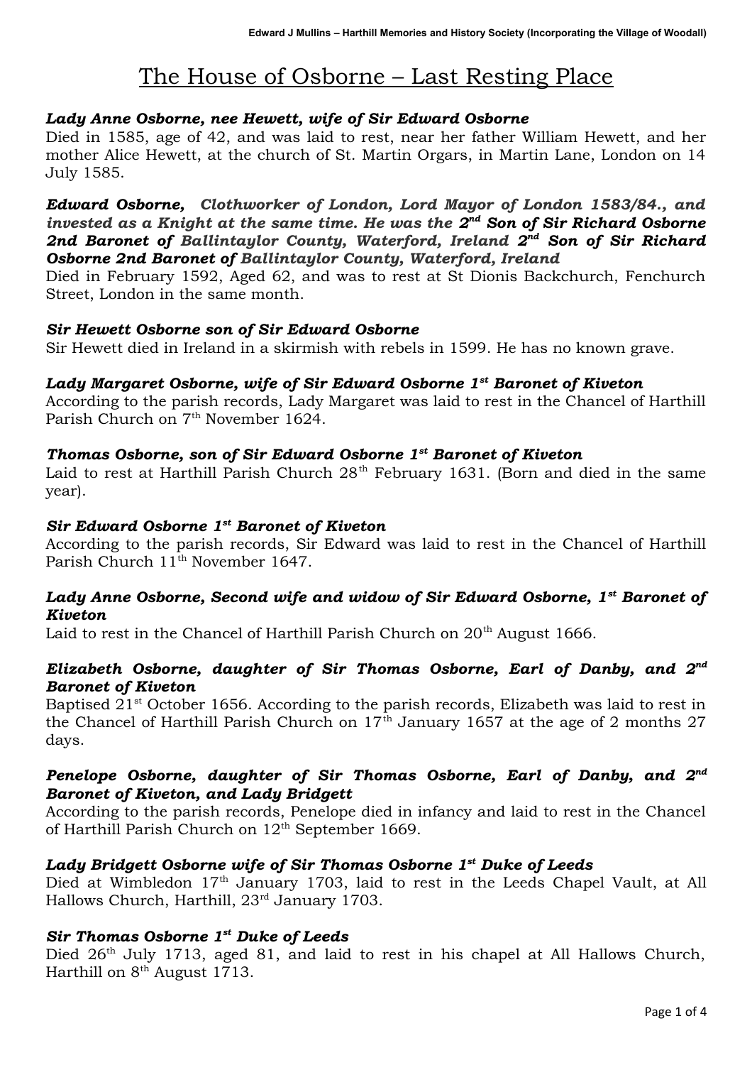# The House of Osborne – Last Resting Place

***Lady Anne Osborne, nee Hewett, wife of Sir Edward Osborne***

Died in 1585, age of 42, and was laid to rest, near her father William Hewett, and her mother Alice Hewett, at the church of St. Martin Orgars, in Martin Lane, London on 14 July 1585.

***Edward Osborne, Clothworker of London, Lord Mayor of London 1583/84., and invested as a Knight at the same time. He was the 2nd Son of Sir Richard Osborne 2nd Baronet of Ballintaylor County, Waterford, Ireland 2nd Son of Sir Richard Osborne 2nd Baronet of Ballintaylor County, Waterford, Ireland***

Died in February 1592, Aged 62, and was to rest at St Dionis Backchurch, Fenchurch Street, London in the same month.

***Sir Hewett Osborne son of Sir Edward Osborne***

Sir Hewett died in Ireland in a skirmish with rebels in 1599. He has no known grave.

***Lady Margaret Osborne, wife of Sir Edward Osborne 1st Baronet of Kiveton***

According to the parish records, Lady Margaret was laid to rest in the Chancel of Harthill Parish Church on 7th November 1624.

***Thomas Osborne, son of Sir Edward Osborne 1st Baronet of Kiveton***

Laid to rest at Harthill Parish Church 28th February 1631. (Born and died in the same year).

***Sir Edward Osborne 1st Baronet of Kiveton***

According to the parish records, Sir Edward was laid to rest in the Chancel of Harthill Parish Church 11th November 1647.

***Lady Anne Osborne, Second wife and widow of Sir Edward Osborne, 1st Baronet of Kiveton***

Laid to rest in the Chancel of Harthill Parish Church on 20th August 1666.

***Elizabeth Osborne, daughter of Sir Thomas Osborne, Earl of Danby, and 2nd Baronet of Kiveton***

Baptised 21st October 1656. According to the parish records, Elizabeth was laid to rest in the Chancel of Harthill Parish Church on 17th January 1657 at the age of 2 months 27 days.

***Penelope Osborne, daughter of Sir Thomas Osborne, Earl of Danby, and 2nd Baronet of Kiveton, and Lady Bridgett***

According to the parish records, Penelope died in infancy and laid to rest in the Chancel of Harthill Parish Church on 12th September 1669.

***Lady Bridgett Osborne wife of Sir Thomas Osborne 1st Duke of Leeds***

Died at Wimbledon 17th January 1703, laid to rest in the Leeds Chapel Vault, at All Hallows Church, Harthill, 23rd January 1703.

***Sir Thomas Osborne 1st Duke of Leeds***

Died 26th July 1713, aged 81, and laid to rest in his chapel at All Hallows Church, Harthill on 8th August 1713.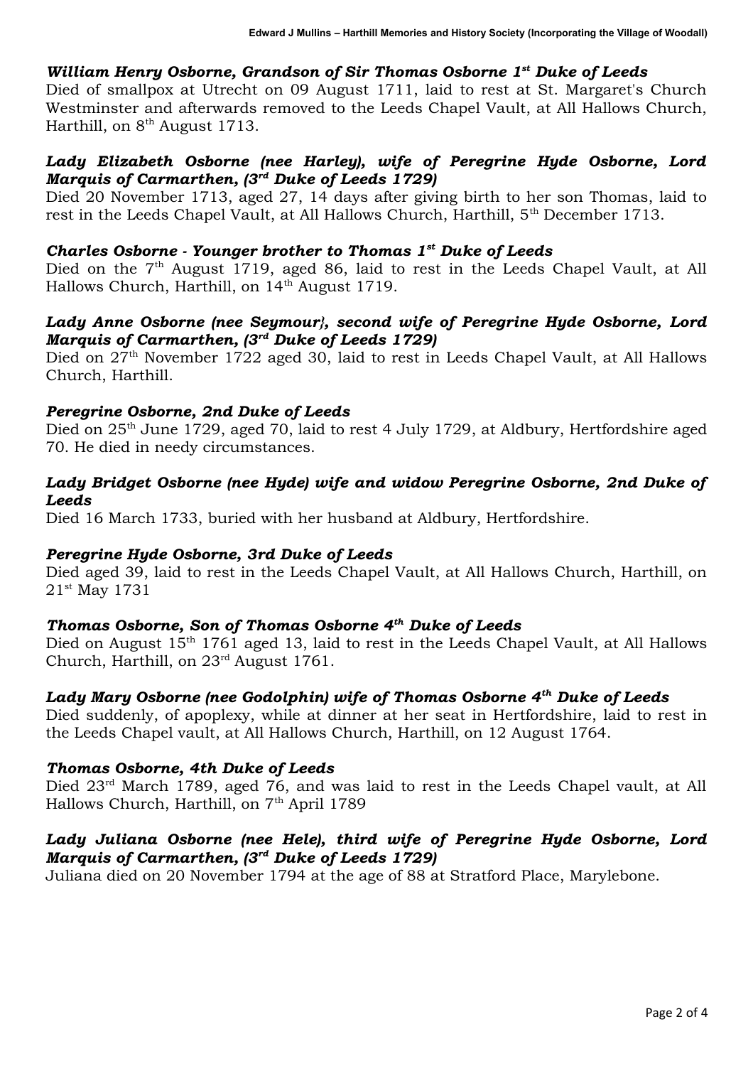### *William Henry Osborne, Grandson of Sir Thomas Osborne 1st Duke of Leeds*

Died of smallpox at Utrecht on 09 August 1711, laid to rest at St. Margaret's Church Westminster and afterwards removed to the Leeds Chapel Vault, at All Hallows Church, Harthill, on 8th August 1713.

### *Lady Elizabeth Osborne (nee Harley), wife of Peregrine Hyde Osborne, Lord Marquis of Carmarthen, (3rd Duke of Leeds 1729)*

Died 20 November 1713, aged 27, 14 days after giving birth to her son Thomas, laid to rest in the Leeds Chapel Vault, at All Hallows Church, Harthill, 5th December 1713.

### *Charles Osborne - Younger brother to Thomas 1st Duke of Leeds*

Died on the 7th August 1719, aged 86, laid to rest in the Leeds Chapel Vault, at All Hallows Church, Harthill, on 14th August 1719.

### *Lady Anne Osborne (nee Seymour}, second wife of Peregrine Hyde Osborne, Lord Marquis of Carmarthen, (3rd Duke of Leeds 1729)*

Died on 27th November 1722 aged 30, laid to rest in Leeds Chapel Vault, at All Hallows Church, Harthill.

### *Peregrine Osborne, 2nd Duke of Leeds*

Died on 25th June 1729, aged 70, laid to rest 4 July 1729, at Aldbury, Hertfordshire aged 70. He died in needy circumstances.

### *Lady Bridget Osborne (nee Hyde) wife and widow Peregrine Osborne, 2nd Duke of Leeds*

Died 16 March 1733, buried with her husband at Aldbury, Hertfordshire.

### *Peregrine Hyde Osborne, 3rd Duke of Leeds*

Died aged 39, laid to rest in the Leeds Chapel Vault, at All Hallows Church, Harthill, on 21st May 1731

### *Thomas Osborne, Son of Thomas Osborne 4th Duke of Leeds*

Died on August 15th 1761 aged 13, laid to rest in the Leeds Chapel Vault, at All Hallows Church, Harthill, on 23rd August 1761.

### *Lady Mary Osborne (nee Godolphin) wife of Thomas Osborne 4th Duke of Leeds*

Died suddenly, of apoplexy, while at dinner at her seat in Hertfordshire, laid to rest in the Leeds Chapel vault, at All Hallows Church, Harthill, on 12 August 1764.

### *Thomas Osborne, 4th Duke of Leeds*

Died 23rd March 1789, aged 76, and was laid to rest in the Leeds Chapel vault, at All Hallows Church, Harthill, on 7th April 1789

### *Lady Juliana Osborne (nee Hele), third wife of Peregrine Hyde Osborne, Lord Marquis of Carmarthen, (3rd Duke of Leeds 1729)*

Juliana died on 20 November 1794 at the age of 88 at Stratford Place, Marylebone.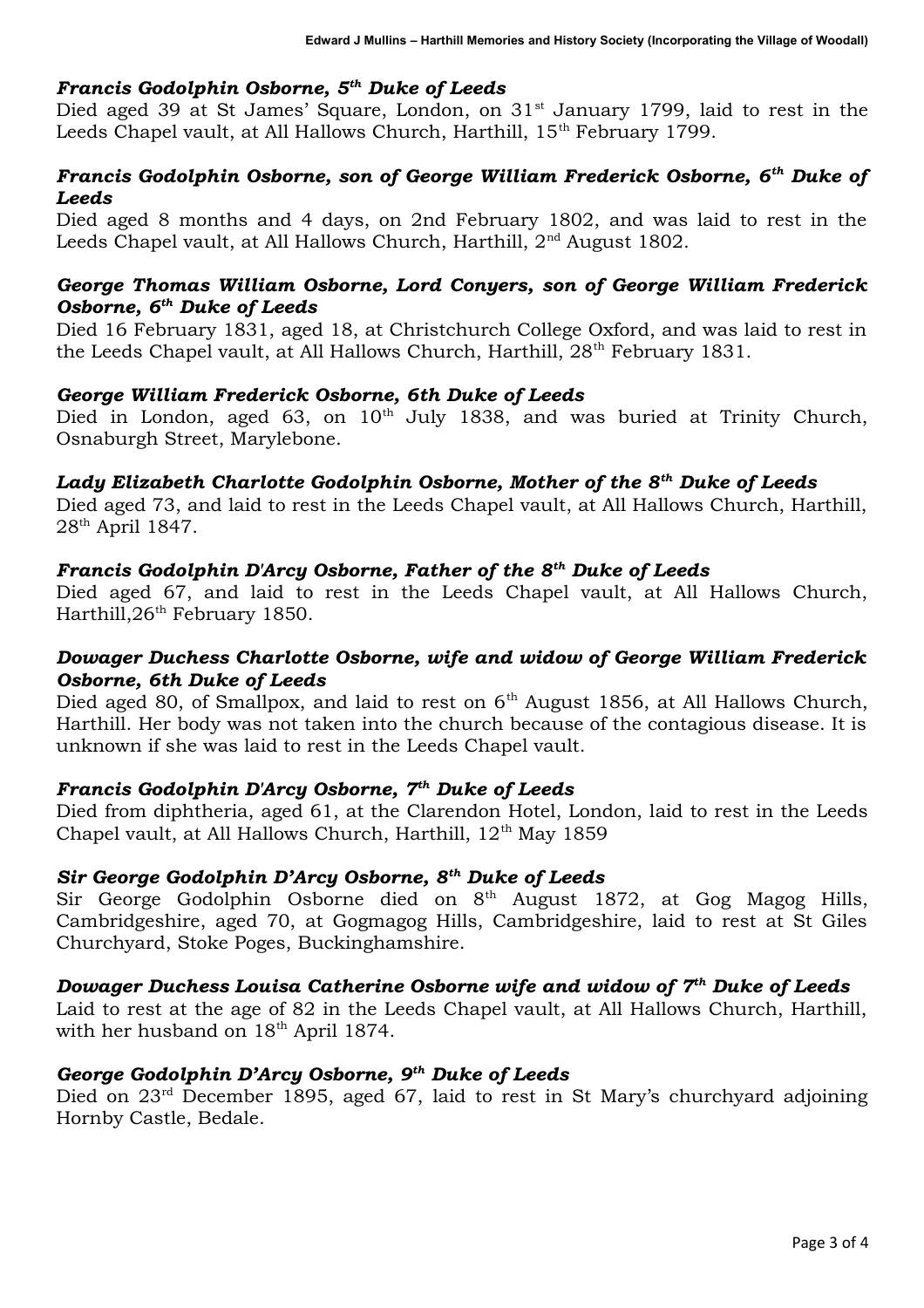### *Francis Godolphin Osborne, 5th Duke of Leeds*

Died aged 39 at St James' Square, London, on 31st January 1799, laid to rest in the Leeds Chapel vault, at All Hallows Church, Harthill, 15th February 1799.

### *Francis Godolphin Osborne, son of George William Frederick Osborne, 6th Duke of Leeds*

Died aged 8 months and 4 days, on 2nd February 1802, and was laid to rest in the Leeds Chapel vault, at All Hallows Church, Harthill, 2nd August 1802.

### *George Thomas William Osborne, Lord Conyers, son of George William Frederick Osborne, 6th Duke of Leeds*

Died 16 February 1831, aged 18, at Christchurch College Oxford, and was laid to rest in the Leeds Chapel vault, at All Hallows Church, Harthill, 28th February 1831.

### *George William Frederick Osborne, 6th Duke of Leeds*

Died in London, aged 63, on 10th July 1838, and was buried at Trinity Church, Osnaburgh Street, Marylebone.

### *Lady Elizabeth Charlotte Godolphin Osborne, Mother of the 8th Duke of Leeds*

Died aged 73, and laid to rest in the Leeds Chapel vault, at All Hallows Church, Harthill, 28th April 1847.

### *Francis Godolphin D'Arcy Osborne, Father of the 8th Duke of Leeds*

Died aged 67, and laid to rest in the Leeds Chapel vault, at All Hallows Church, Harthill,26th February 1850.

### *Dowager Duchess Charlotte Osborne, wife and widow of George William Frederick Osborne, 6th Duke of Leeds*

Died aged 80, of Smallpox, and laid to rest on 6th August 1856, at All Hallows Church, Harthill. Her body was not taken into the church because of the contagious disease. It is unknown if she was laid to rest in the Leeds Chapel vault.

### *Francis Godolphin D'Arcy Osborne, 7th Duke of Leeds*

Died from diphtheria, aged 61, at the Clarendon Hotel, London, laid to rest in the Leeds Chapel vault, at All Hallows Church, Harthill, 12th May 1859

### *Sir George Godolphin D'Arcy Osborne, 8th Duke of Leeds*

Sir George Godolphin Osborne died on 8th August 1872, at Gog Magog Hills, Cambridgeshire, aged 70, at Gogmagog Hills, Cambridgeshire, laid to rest at St Giles Churchyard, Stoke Poges, Buckinghamshire.

### *Dowager Duchess Louisa Catherine Osborne wife and widow of 7th Duke of Leeds*

Laid to rest at the age of 82 in the Leeds Chapel vault, at All Hallows Church, Harthill, with her husband on 18th April 1874.

### *George Godolphin D'Arcy Osborne, 9th Duke of Leeds*

Died on 23rd December 1895, aged 67, laid to rest in St Mary's churchyard adjoining Hornby Castle, Bedale.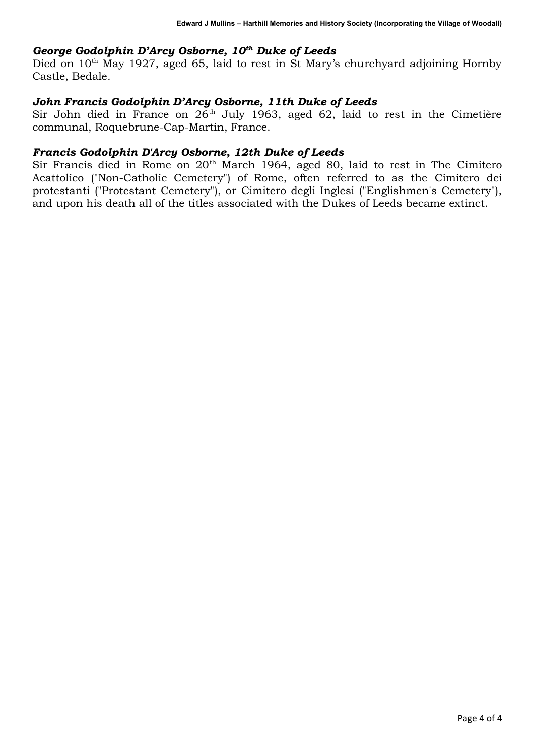### *George Godolphin D'Arcy Osborne, 10th Duke of Leeds*

Died on 10th May 1927, aged 65, laid to rest in St Mary's churchyard adjoining Hornby Castle, Bedale.

### *John Francis Godolphin D'Arcy Osborne, 11th Duke of Leeds*

Sir John died in France on 26th July 1963, aged 62, laid to rest in the Cimetière communal, Roquebrune-Cap-Martin, France.

### *Francis Godolphin D'Arcy Osborne, 12th Duke of Leeds*

Sir Francis died in Rome on 20th March 1964, aged 80, laid to rest in The Cimitero Acattolico ("Non-Catholic Cemetery") of Rome, often referred to as the Cimitero dei protestanti ("Protestant Cemetery"), or Cimitero degli Inglesi ("Englishmen's Cemetery"), and upon his death all of the titles associated with the Dukes of Leeds became extinct.